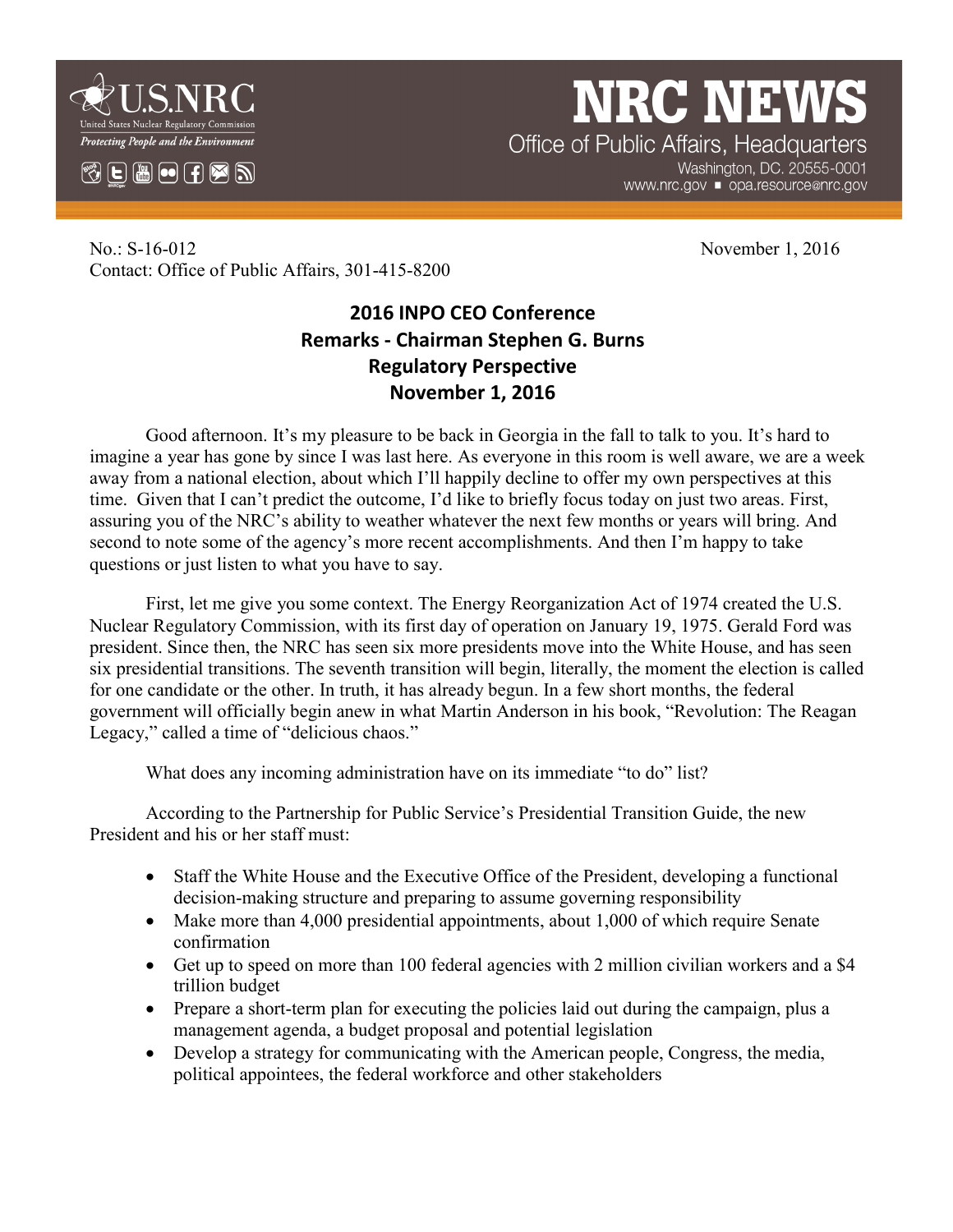# NRC NEWS

U.S.NRC
United States Nuclear Regulatory Commission
*Protecting People and the Environment*

Office of Public Affairs, Headquarters
Washington, DC. 20555-0001
www.nrc.gov ■ opa.resource@nrc.gov

No.: S-16-012 November 1, 2016
Contact: Office of Public Affairs, 301-415-8200

## 2016 INPO CEO Conference
## Remarks - Chairman Stephen G. Burns
## Regulatory Perspective
## November 1, 2016

Good afternoon. It's my pleasure to be back in Georgia in the fall to talk to you. It's hard to imagine a year has gone by since I was last here. As everyone in this room is well aware, we are a week away from a national election, about which I'll happily decline to offer my own perspectives at this time. Given that I can't predict the outcome, I'd like to briefly focus today on just two areas. First, assuring you of the NRC's ability to weather whatever the next few months or years will bring. And second to note some of the agency's more recent accomplishments. And then I'm happy to take questions or just listen to what you have to say.

First, let me give you some context. The Energy Reorganization Act of 1974 created the U.S. Nuclear Regulatory Commission, with its first day of operation on January 19, 1975. Gerald Ford was president. Since then, the NRC has seen six more presidents move into the White House, and has seen six presidential transitions. The seventh transition will begin, literally, the moment the election is called for one candidate or the other. In truth, it has already begun. In a few short months, the federal government will officially begin anew in what Martin Anderson in his book, "Revolution: The Reagan Legacy," called a time of "delicious chaos."

What does any incoming administration have on its immediate "to do" list?

According to the Partnership for Public Service's Presidential Transition Guide, the new President and his or her staff must:

- Staff the White House and the Executive Office of the President, developing a functional decision-making structure and preparing to assume governing responsibility
- Make more than 4,000 presidential appointments, about 1,000 of which require Senate confirmation
- Get up to speed on more than 100 federal agencies with 2 million civilian workers and a $4 trillion budget
- Prepare a short-term plan for executing the policies laid out during the campaign, plus a management agenda, a budget proposal and potential legislation
- Develop a strategy for communicating with the American people, Congress, the media, political appointees, the federal workforce and other stakeholders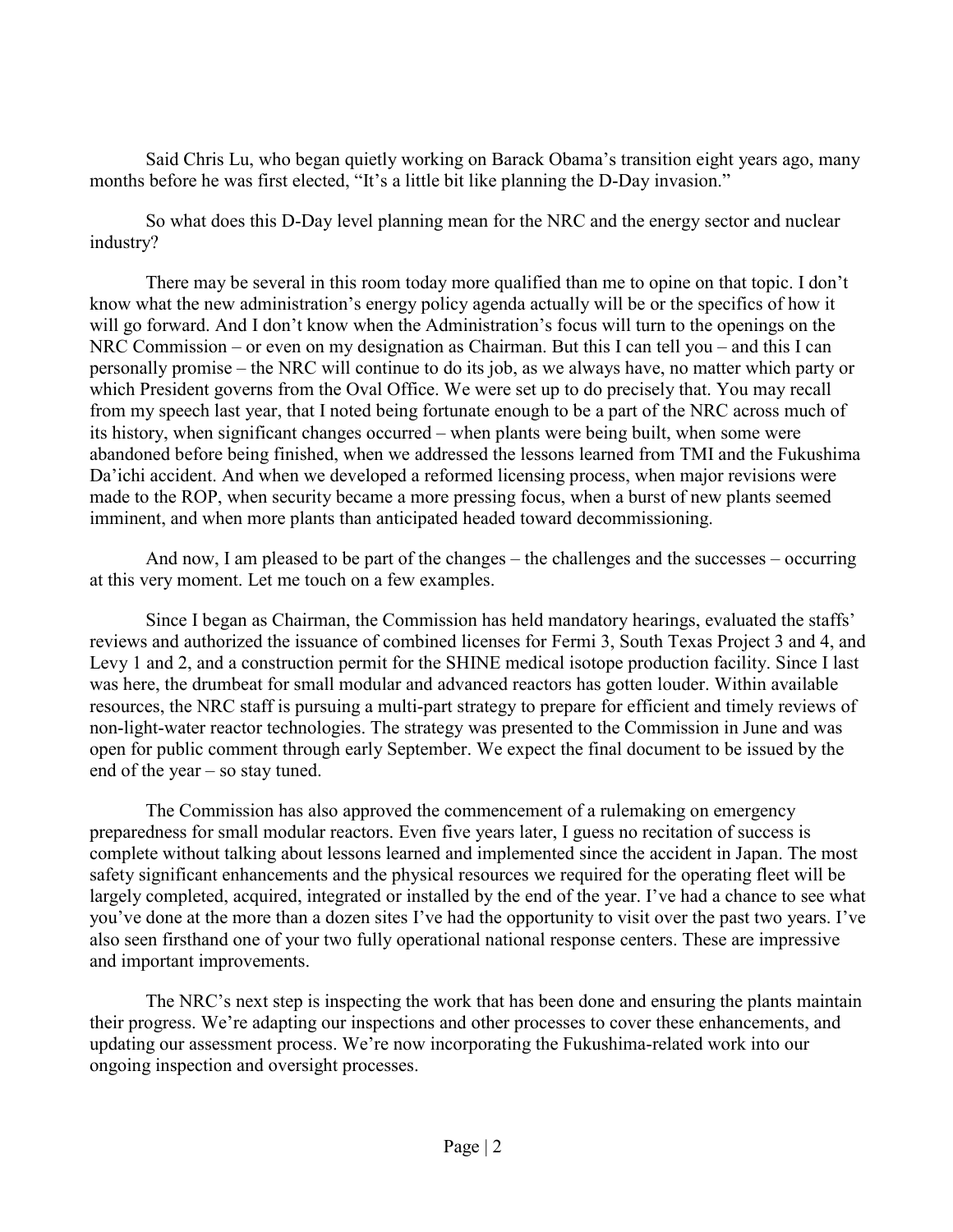Said Chris Lu, who began quietly working on Barack Obama's transition eight years ago, many months before he was first elected, "It's a little bit like planning the D-Day invasion."

So what does this D-Day level planning mean for the NRC and the energy sector and nuclear industry?

There may be several in this room today more qualified than me to opine on that topic. I don't know what the new administration's energy policy agenda actually will be or the specifics of how it will go forward. And I don't know when the Administration's focus will turn to the openings on the NRC Commission – or even on my designation as Chairman. But this I can tell you – and this I can personally promise – the NRC will continue to do its job, as we always have, no matter which party or which President governs from the Oval Office. We were set up to do precisely that. You may recall from my speech last year, that I noted being fortunate enough to be a part of the NRC across much of its history, when significant changes occurred – when plants were being built, when some were abandoned before being finished, when we addressed the lessons learned from TMI and the Fukushima Da'ichi accident. And when we developed a reformed licensing process, when major revisions were made to the ROP, when security became a more pressing focus, when a burst of new plants seemed imminent, and when more plants than anticipated headed toward decommissioning.

And now, I am pleased to be part of the changes – the challenges and the successes – occurring at this very moment. Let me touch on a few examples.

Since I began as Chairman, the Commission has held mandatory hearings, evaluated the staffs' reviews and authorized the issuance of combined licenses for Fermi 3, South Texas Project 3 and 4, and Levy 1 and 2, and a construction permit for the SHINE medical isotope production facility. Since I last was here, the drumbeat for small modular and advanced reactors has gotten louder. Within available resources, the NRC staff is pursuing a multi-part strategy to prepare for efficient and timely reviews of non-light-water reactor technologies. The strategy was presented to the Commission in June and was open for public comment through early September. We expect the final document to be issued by the end of the year – so stay tuned.

The Commission has also approved the commencement of a rulemaking on emergency preparedness for small modular reactors. Even five years later, I guess no recitation of success is complete without talking about lessons learned and implemented since the accident in Japan. The most safety significant enhancements and the physical resources we required for the operating fleet will be largely completed, acquired, integrated or installed by the end of the year. I've had a chance to see what you've done at the more than a dozen sites I've had the opportunity to visit over the past two years. I've also seen firsthand one of your two fully operational national response centers. These are impressive and important improvements.

The NRC's next step is inspecting the work that has been done and ensuring the plants maintain their progress. We're adapting our inspections and other processes to cover these enhancements, and updating our assessment process. We're now incorporating the Fukushima-related work into our ongoing inspection and oversight processes.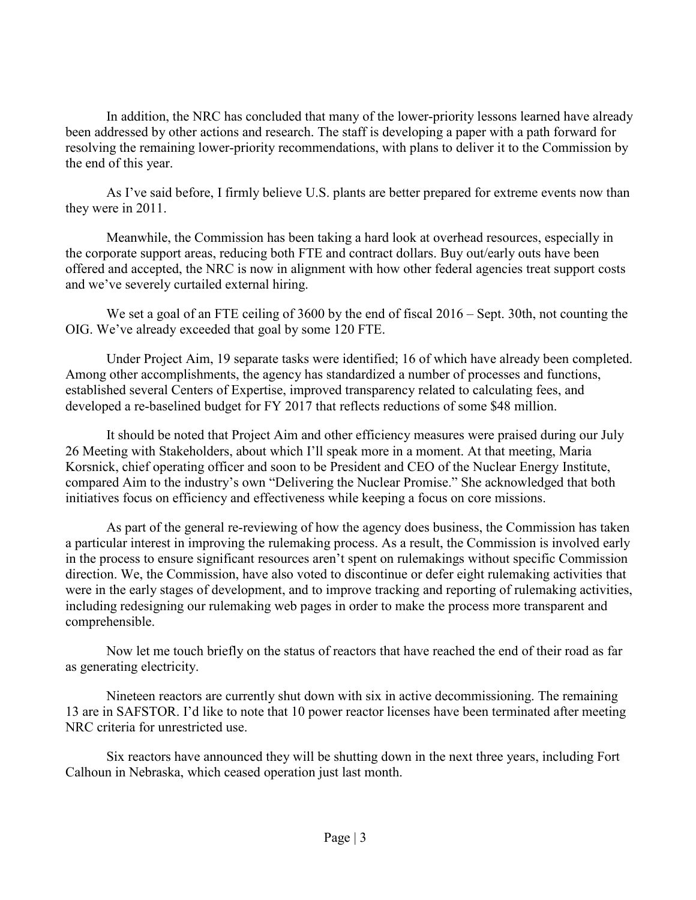In addition, the NRC has concluded that many of the lower-priority lessons learned have already been addressed by other actions and research. The staff is developing a paper with a path forward for resolving the remaining lower-priority recommendations, with plans to deliver it to the Commission by the end of this year.

As I've said before, I firmly believe U.S. plants are better prepared for extreme events now than they were in 2011.

Meanwhile, the Commission has been taking a hard look at overhead resources, especially in the corporate support areas, reducing both FTE and contract dollars. Buy out/early outs have been offered and accepted, the NRC is now in alignment with how other federal agencies treat support costs and we've severely curtailed external hiring.

We set a goal of an FTE ceiling of 3600 by the end of fiscal 2016 – Sept. 30th, not counting the OIG. We've already exceeded that goal by some 120 FTE.

Under Project Aim, 19 separate tasks were identified; 16 of which have already been completed. Among other accomplishments, the agency has standardized a number of processes and functions, established several Centers of Expertise, improved transparency related to calculating fees, and developed a re-baselined budget for FY 2017 that reflects reductions of some $48 million.

It should be noted that Project Aim and other efficiency measures were praised during our July 26 Meeting with Stakeholders, about which I'll speak more in a moment. At that meeting, Maria Korsnick, chief operating officer and soon to be President and CEO of the Nuclear Energy Institute, compared Aim to the industry's own "Delivering the Nuclear Promise." She acknowledged that both initiatives focus on efficiency and effectiveness while keeping a focus on core missions.

As part of the general re-reviewing of how the agency does business, the Commission has taken a particular interest in improving the rulemaking process. As a result, the Commission is involved early in the process to ensure significant resources aren't spent on rulemakings without specific Commission direction. We, the Commission, have also voted to discontinue or defer eight rulemaking activities that were in the early stages of development, and to improve tracking and reporting of rulemaking activities, including redesigning our rulemaking web pages in order to make the process more transparent and comprehensible.

Now let me touch briefly on the status of reactors that have reached the end of their road as far as generating electricity.

Nineteen reactors are currently shut down with six in active decommissioning. The remaining 13 are in SAFSTOR. I'd like to note that 10 power reactor licenses have been terminated after meeting NRC criteria for unrestricted use.

Six reactors have announced they will be shutting down in the next three years, including Fort Calhoun in Nebraska, which ceased operation just last month.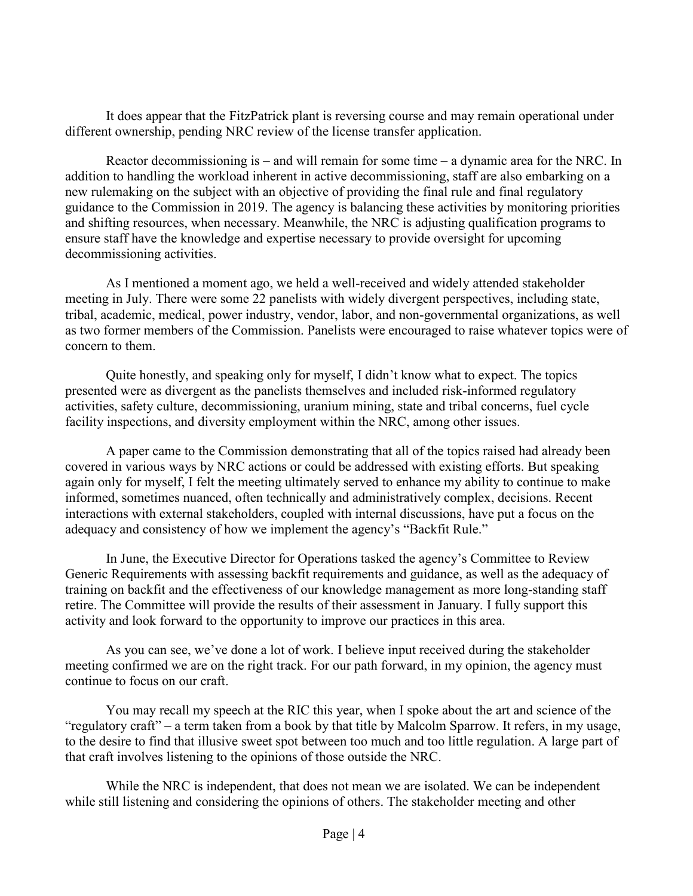It does appear that the FitzPatrick plant is reversing course and may remain operational under different ownership, pending NRC review of the license transfer application.

Reactor decommissioning is – and will remain for some time – a dynamic area for the NRC. In addition to handling the workload inherent in active decommissioning, staff are also embarking on a new rulemaking on the subject with an objective of providing the final rule and final regulatory guidance to the Commission in 2019. The agency is balancing these activities by monitoring priorities and shifting resources, when necessary. Meanwhile, the NRC is adjusting qualification programs to ensure staff have the knowledge and expertise necessary to provide oversight for upcoming decommissioning activities.

As I mentioned a moment ago, we held a well-received and widely attended stakeholder meeting in July. There were some 22 panelists with widely divergent perspectives, including state, tribal, academic, medical, power industry, vendor, labor, and non-governmental organizations, as well as two former members of the Commission. Panelists were encouraged to raise whatever topics were of concern to them.

Quite honestly, and speaking only for myself, I didn't know what to expect. The topics presented were as divergent as the panelists themselves and included risk-informed regulatory activities, safety culture, decommissioning, uranium mining, state and tribal concerns, fuel cycle facility inspections, and diversity employment within the NRC, among other issues.

A paper came to the Commission demonstrating that all of the topics raised had already been covered in various ways by NRC actions or could be addressed with existing efforts. But speaking again only for myself, I felt the meeting ultimately served to enhance my ability to continue to make informed, sometimes nuanced, often technically and administratively complex, decisions. Recent interactions with external stakeholders, coupled with internal discussions, have put a focus on the adequacy and consistency of how we implement the agency's "Backfit Rule."

In June, the Executive Director for Operations tasked the agency's Committee to Review Generic Requirements with assessing backfit requirements and guidance, as well as the adequacy of training on backfit and the effectiveness of our knowledge management as more long-standing staff retire. The Committee will provide the results of their assessment in January. I fully support this activity and look forward to the opportunity to improve our practices in this area.

As you can see, we've done a lot of work. I believe input received during the stakeholder meeting confirmed we are on the right track. For our path forward, in my opinion, the agency must continue to focus on our craft.

You may recall my speech at the RIC this year, when I spoke about the art and science of the "regulatory craft" – a term taken from a book by that title by Malcolm Sparrow. It refers, in my usage, to the desire to find that illusive sweet spot between too much and too little regulation. A large part of that craft involves listening to the opinions of those outside the NRC.

While the NRC is independent, that does not mean we are isolated. We can be independent while still listening and considering the opinions of others. The stakeholder meeting and other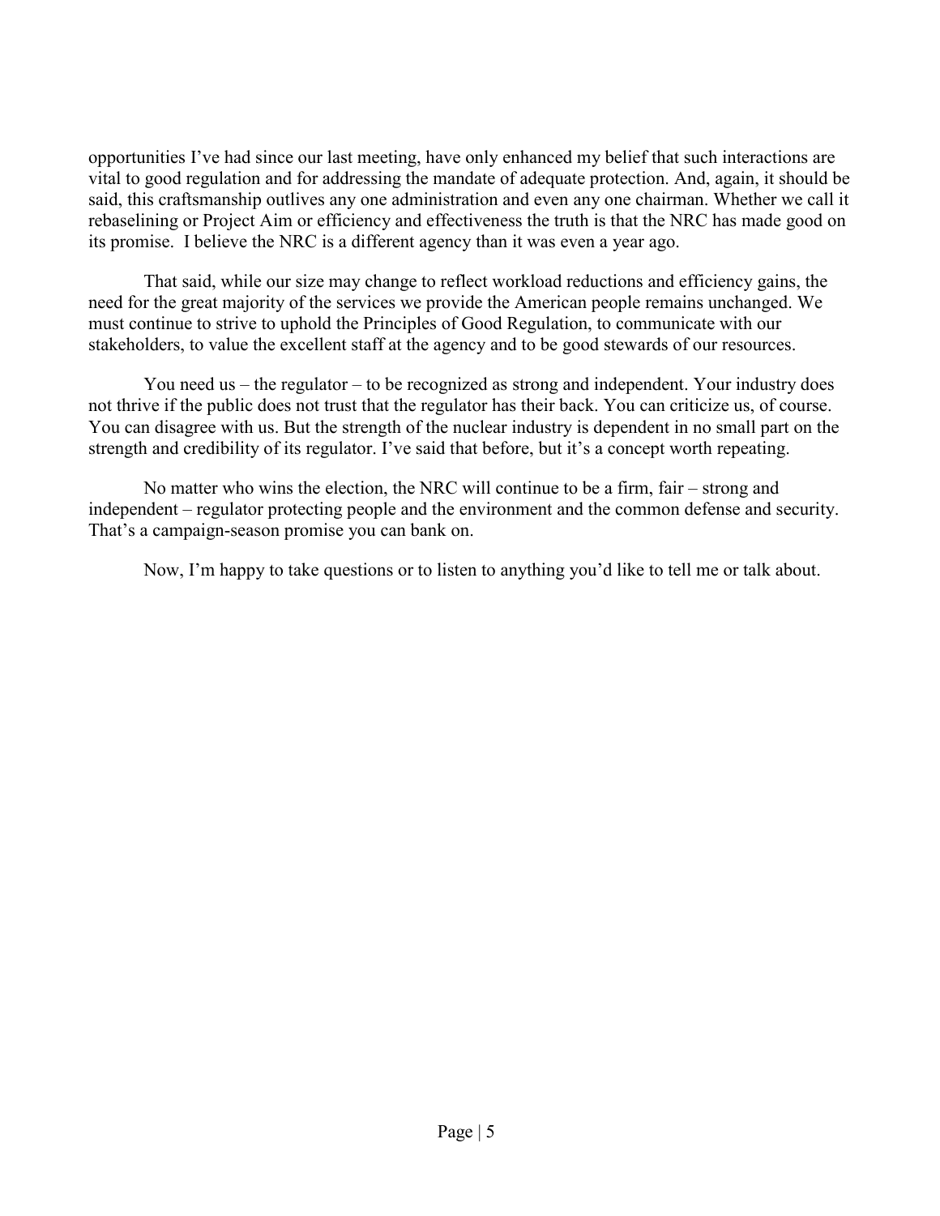opportunities I've had since our last meeting, have only enhanced my belief that such interactions are vital to good regulation and for addressing the mandate of adequate protection. And, again, it should be said, this craftsmanship outlives any one administration and even any one chairman. Whether we call it rebaselining or Project Aim or efficiency and effectiveness the truth is that the NRC has made good on its promise. I believe the NRC is a different agency than it was even a year ago.

That said, while our size may change to reflect workload reductions and efficiency gains, the need for the great majority of the services we provide the American people remains unchanged. We must continue to strive to uphold the Principles of Good Regulation, to communicate with our stakeholders, to value the excellent staff at the agency and to be good stewards of our resources.

You need us – the regulator – to be recognized as strong and independent. Your industry does not thrive if the public does not trust that the regulator has their back. You can criticize us, of course. You can disagree with us. But the strength of the nuclear industry is dependent in no small part on the strength and credibility of its regulator. I've said that before, but it's a concept worth repeating.

No matter who wins the election, the NRC will continue to be a firm, fair – strong and independent – regulator protecting people and the environment and the common defense and security. That's a campaign-season promise you can bank on.

Now, I'm happy to take questions or to listen to anything you'd like to tell me or talk about.